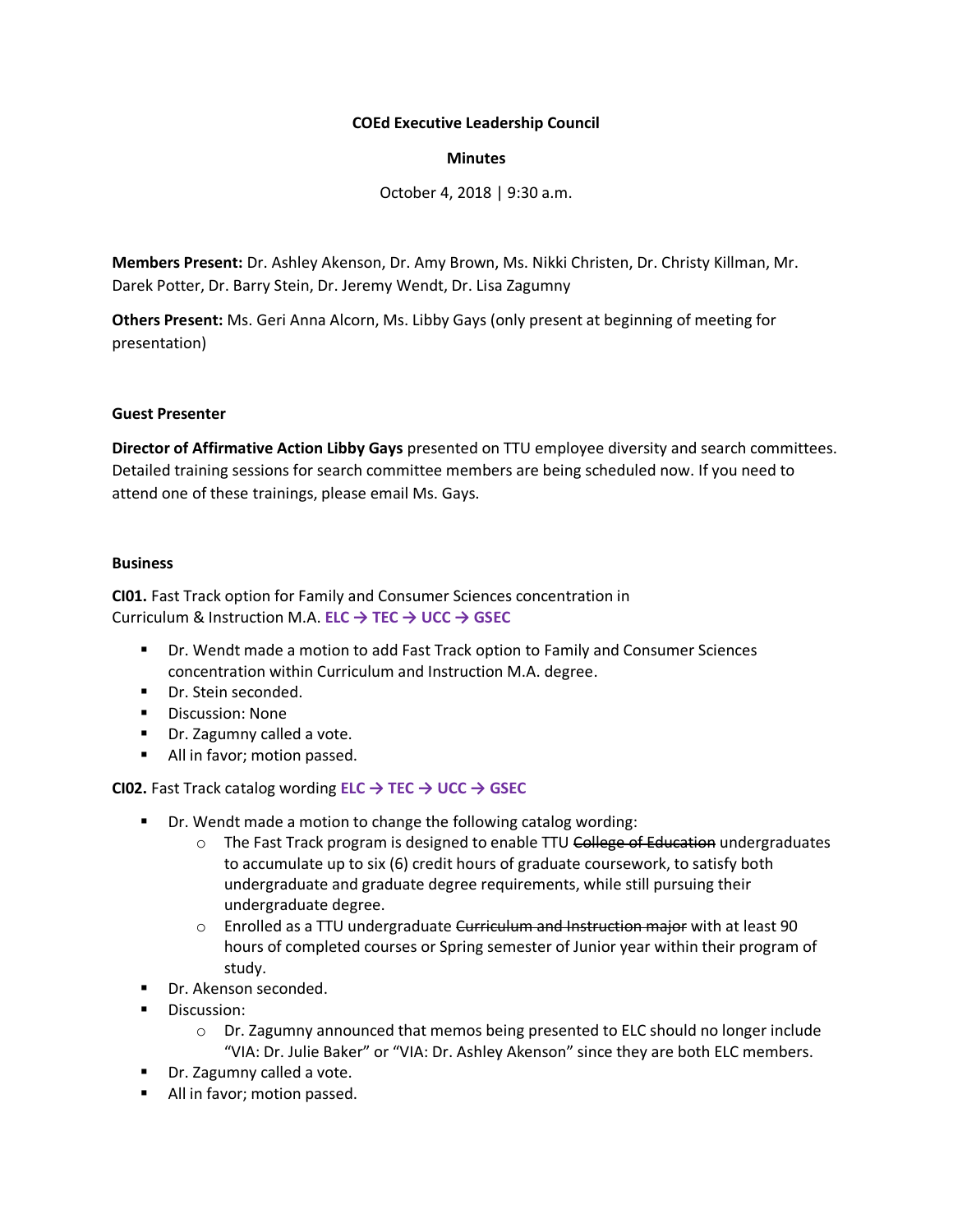**COEd Executive Leadership Council**

**Minutes**

October 4, 2018 | 9:30 a.m.

**Members Present:** Dr. Ashley Akenson, Dr. Amy Brown, Ms. Nikki Christen, Dr. Christy Killman, Mr. Darek Potter, Dr. Barry Stein, Dr. Jeremy Wendt, Dr. Lisa Zagumny

**Others Present:** Ms. Geri Anna Alcorn, Ms. Libby Gays (only present at beginning of meeting for presentation)

**Guest Presenter**

**Director of Affirmative Action Libby Gays** presented on TTU employee diversity and search committees. Detailed training sessions for search committee members are being scheduled now. If you need to attend one of these trainings, please email Ms. Gays.

**Business**

**CI01.** Fast Track option for Family and Consumer Sciences concentration in Curriculum & Instruction M.A. **ELC → TEC → UCC → GSEC**

- Dr. Wendt made a motion to add Fast Track option to Family and Consumer Sciences concentration within Curriculum and Instruction M.A. degree.
- Dr. Stein seconded.
- Discussion: None
- Dr. Zagumny called a vote.
- All in favor; motion passed.

**CI02.** Fast Track catalog wording **ELC → TEC → UCC → GSEC**

- Dr. Wendt made a motion to change the following catalog wording:
    - The Fast Track program is designed to enable TTU ~~College of Education~~ undergraduates to accumulate up to six (6) credit hours of graduate coursework, to satisfy both undergraduate and graduate degree requirements, while still pursuing their undergraduate degree.
    - Enrolled as a TTU undergraduate ~~Curriculum and Instruction major~~ with at least 90 hours of completed courses or Spring semester of Junior year within their program of study.
- Dr. Akenson seconded.
- Discussion:
    - Dr. Zagumny announced that memos being presented to ELC should no longer include "VIA: Dr. Julie Baker" or "VIA: Dr. Ashley Akenson" since they are both ELC members.
- Dr. Zagumny called a vote.
- All in favor; motion passed.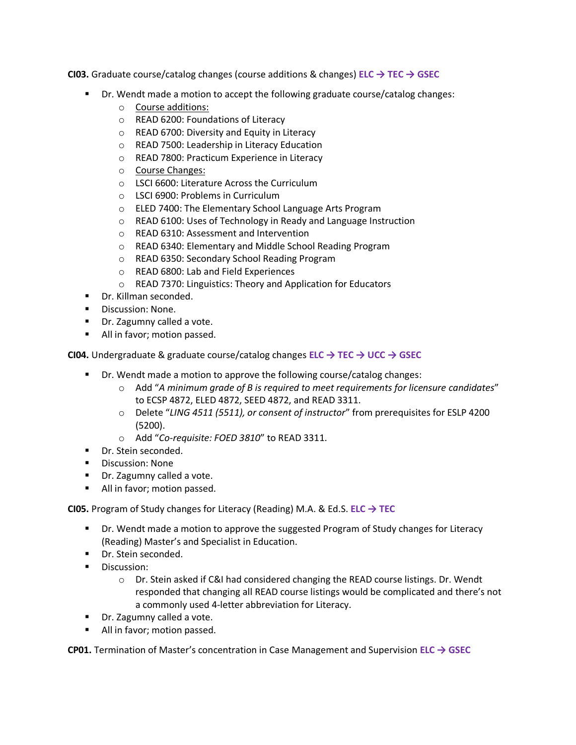**CI03.** Graduate course/catalog changes (course additions & changes) **ELC → TEC → GSEC**

- Dr. Wendt made a motion to accept the following graduate course/catalog changes:
  - Course additions:
  - READ 6200: Foundations of Literacy
  - READ 6700: Diversity and Equity in Literacy
  - READ 7500: Leadership in Literacy Education
  - READ 7800: Practicum Experience in Literacy
  - Course Changes:
  - LSCI 6600: Literature Across the Curriculum
  - LSCI 6900: Problems in Curriculum
  - ELED 7400: The Elementary School Language Arts Program
  - READ 6100: Uses of Technology in Ready and Language Instruction
  - READ 6310: Assessment and Intervention
  - READ 6340: Elementary and Middle School Reading Program
  - READ 6350: Secondary School Reading Program
  - READ 6800: Lab and Field Experiences
  - READ 7370: Linguistics: Theory and Application for Educators
- Dr. Killman seconded.
- Discussion: None.
- Dr. Zagumny called a vote.
- All in favor; motion passed.

**CI04.** Undergraduate & graduate course/catalog changes **ELC → TEC → UCC → GSEC**

- Dr. Wendt made a motion to approve the following course/catalog changes:
  - Add "*A minimum grade of B is required to meet requirements for licensure candidates*" to ECSP 4872, ELED 4872, SEED 4872, and READ 3311.
  - Delete "*LING 4511 (5511), or consent of instructor*" from prerequisites for ESLP 4200 (5200).
  - Add "*Co-requisite: FOED 3810*" to READ 3311.
- Dr. Stein seconded.
- Discussion: None
- Dr. Zagumny called a vote.
- All in favor; motion passed.

**CI05.** Program of Study changes for Literacy (Reading) M.A. & Ed.S. **ELC → TEC**

- Dr. Wendt made a motion to approve the suggested Program of Study changes for Literacy (Reading) Master's and Specialist in Education.
- Dr. Stein seconded.
- Discussion:
  - Dr. Stein asked if C&I had considered changing the READ course listings. Dr. Wendt responded that changing all READ course listings would be complicated and there's not a commonly used 4-letter abbreviation for Literacy.
- Dr. Zagumny called a vote.
- All in favor; motion passed.

**CP01.** Termination of Master's concentration in Case Management and Supervision **ELC → GSEC**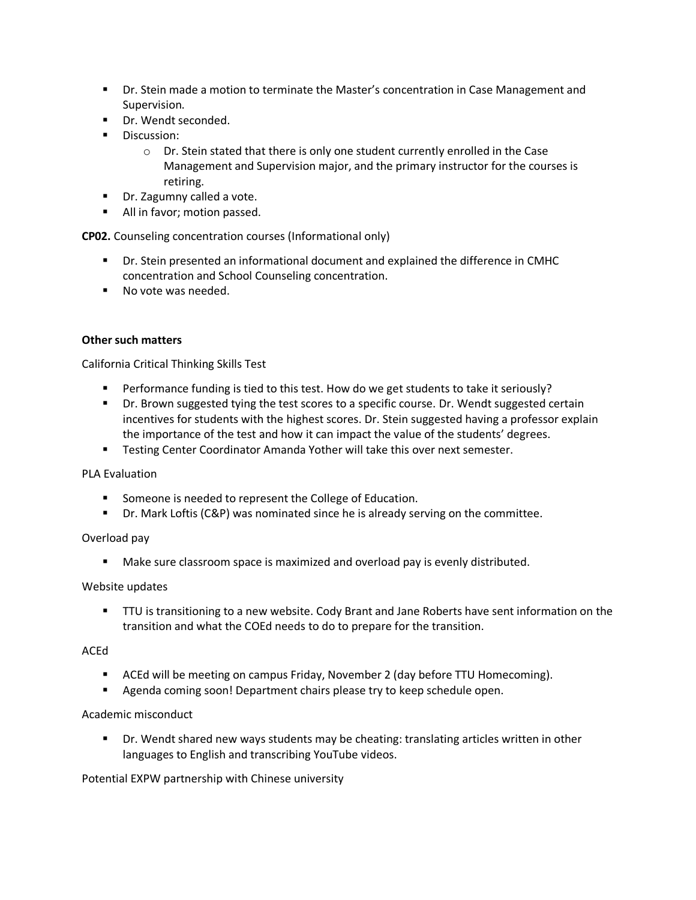- Dr. Stein made a motion to terminate the Master's concentration in Case Management and Supervision.
- Dr. Wendt seconded.
- Discussion:
  - Dr. Stein stated that there is only one student currently enrolled in the Case Management and Supervision major, and the primary instructor for the courses is retiring.
- Dr. Zagumny called a vote.
- All in favor; motion passed.

**CP02.** Counseling concentration courses (Informational only)

- Dr. Stein presented an informational document and explained the difference in CMHC concentration and School Counseling concentration.
- No vote was needed.

**Other such matters**

California Critical Thinking Skills Test

- Performance funding is tied to this test. How do we get students to take it seriously?
- Dr. Brown suggested tying the test scores to a specific course. Dr. Wendt suggested certain incentives for students with the highest scores. Dr. Stein suggested having a professor explain the importance of the test and how it can impact the value of the students' degrees.
- Testing Center Coordinator Amanda Yother will take this over next semester.

PLA Evaluation

- Someone is needed to represent the College of Education.
- Dr. Mark Loftis (C&P) was nominated since he is already serving on the committee.

Overload pay

- Make sure classroom space is maximized and overload pay is evenly distributed.

Website updates

- TTU is transitioning to a new website. Cody Brant and Jane Roberts have sent information on the transition and what the COEd needs to do to prepare for the transition.

ACEd

- ACEd will be meeting on campus Friday, November 2 (day before TTU Homecoming).
- Agenda coming soon! Department chairs please try to keep schedule open.

Academic misconduct

- Dr. Wendt shared new ways students may be cheating: translating articles written in other languages to English and transcribing YouTube videos.

Potential EXPW partnership with Chinese university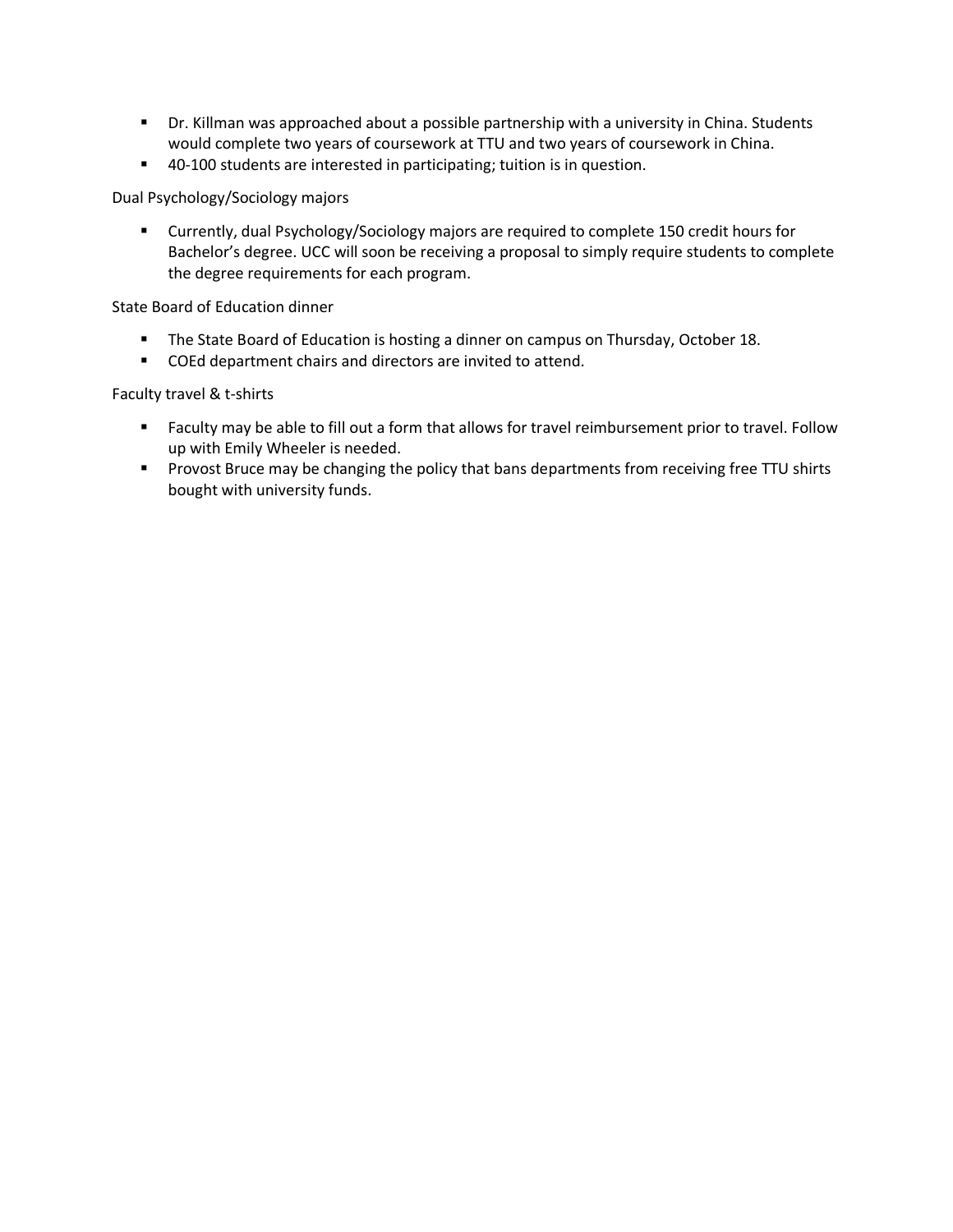- Dr. Killman was approached about a possible partnership with a university in China. Students would complete two years of coursework at TTU and two years of coursework in China.
- 40-100 students are interested in participating; tuition is in question.

Dual Psychology/Sociology majors

- Currently, dual Psychology/Sociology majors are required to complete 150 credit hours for Bachelor's degree. UCC will soon be receiving a proposal to simply require students to complete the degree requirements for each program.

State Board of Education dinner

- The State Board of Education is hosting a dinner on campus on Thursday, October 18.
- COEd department chairs and directors are invited to attend.

Faculty travel & t-shirts

- Faculty may be able to fill out a form that allows for travel reimbursement prior to travel. Follow up with Emily Wheeler is needed.
- Provost Bruce may be changing the policy that bans departments from receiving free TTU shirts bought with university funds.